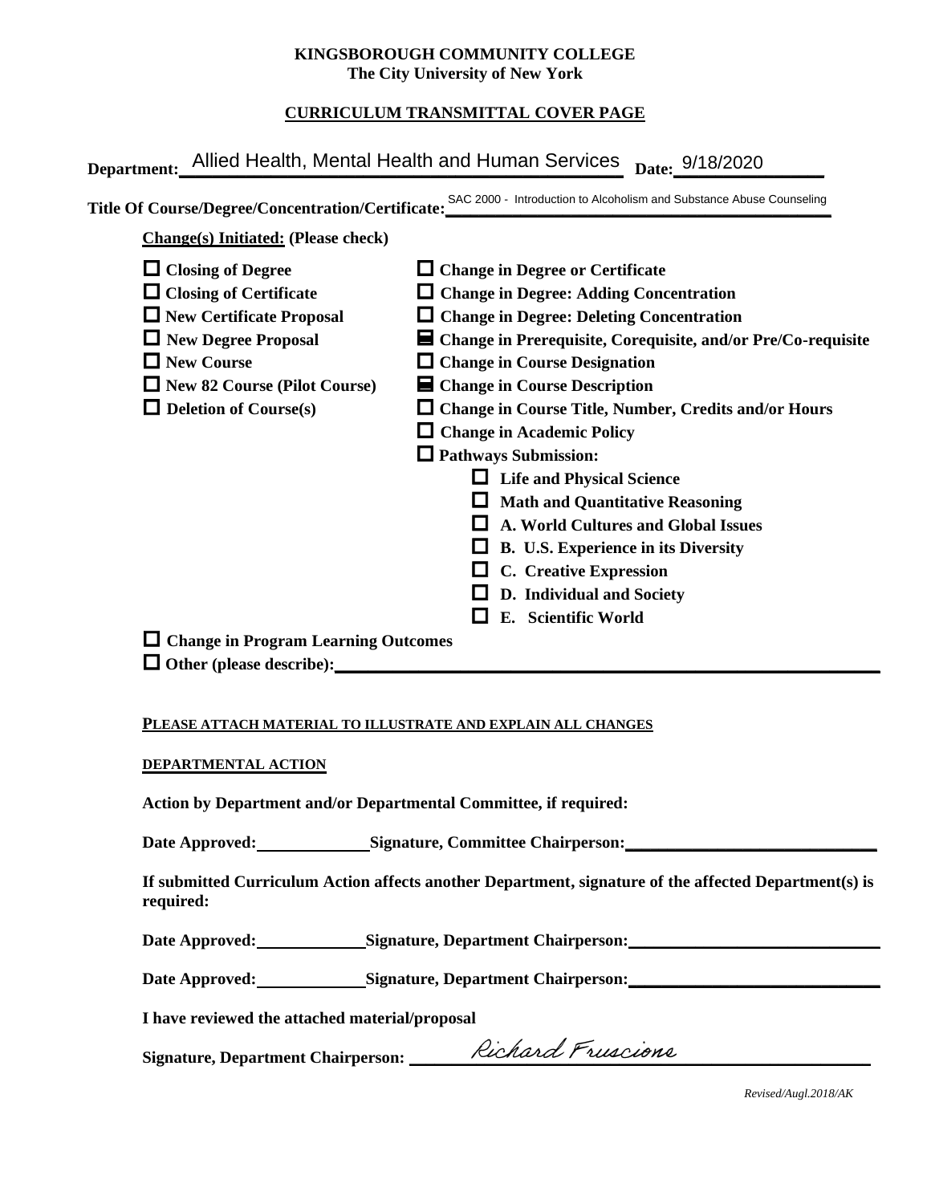**KINGSBOROUGH COMMUNITY COLLEGE**
**The City University of New York**

**CURRICULUM TRANSMITTAL COVER PAGE**

**Department:** Allied Health, Mental Health and Human Services **Date:** 9/18/2020

**Title Of Course/Degree/Concentration/Certificate:** SAC 2000 - Introduction to Alcoholism and Substance Abuse Counseling

**Change(s) Initiated: (Please check)**

- ☐ **Closing of Degree**
- ☐ **Closing of Certificate**
- ☐ **New Certificate Proposal**
- ☐ **New Degree Proposal**
- ☐ **New Course**
- ☐ **New 82 Course (Pilot Course)**
- ☐ **Deletion of Course(s)**
- ☐ **Change in Degree or Certificate**
- ☐ **Change in Degree: Adding Concentration**
- ☐ **Change in Degree: Deleting Concentration**
- ☑ **Change in Prerequisite, Corequisite, and/or Pre/Co-requisite**
- ☐ **Change in Course Designation**
- ☑ **Change in Course Description**
- ☐ **Change in Course Title, Number, Credits and/or Hours**
- ☐ **Change in Academic Policy**
- ☐ **Pathways Submission:**
  - ☐ **Life and Physical Science**
  - ☐ **Math and Quantitative Reasoning**
  - ☐ **A. World Cultures and Global Issues**
  - ☐ **B. U.S. Experience in its Diversity**
  - ☐ **C. Creative Expression**
  - ☐ **D. Individual and Society**
  - ☐ **E. Scientific World**
- ☐ **Change in Program Learning Outcomes**
- ☐ **Other (please describe):** ______

**PLEASE ATTACH MATERIAL TO ILLUSTRATE AND EXPLAIN ALL CHANGES**

**DEPARTMENTAL ACTION**

**Action by Department and/or Departmental Committee, if required:**

**Date Approved:** ______ **Signature, Committee Chairperson:** ______

**If submitted Curriculum Action affects another Department, signature of the affected Department(s) is required:**

**Date Approved:** ______ **Signature, Department Chairperson:** ______

**Date Approved:** ______ **Signature, Department Chairperson:** ______

**I have reviewed the attached material/proposal**

**Signature, Department Chairperson:** Richard Fruscione

*Revised/Augl.2018/AK*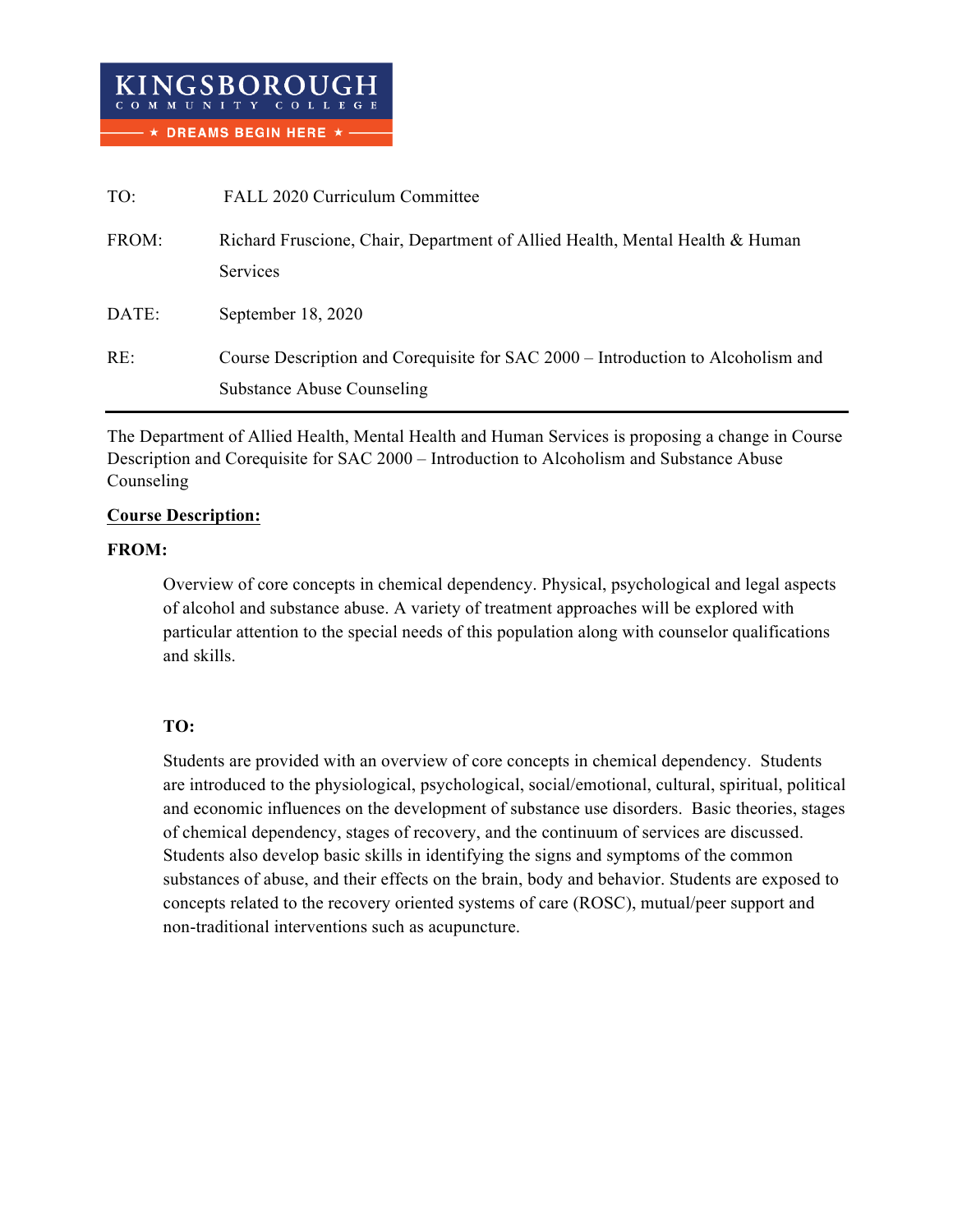**KINGSBOROUGH COMMUNITY COLLEGE**
**★ DREAMS BEGIN HERE ★**

| | |
|---|---|
| TO: | FALL 2020 Curriculum Committee |
| FROM: | Richard Fruscione, Chair, Department of Allied Health, Mental Health & Human Services |
| DATE: | September 18, 2020 |
| RE: | Course Description and Corequisite for SAC 2000 – Introduction to Alcoholism and Substance Abuse Counseling |

---

The Department of Allied Health, Mental Health and Human Services is proposing a change in Course Description and Corequisite for SAC 2000 – Introduction to Alcoholism and Substance Abuse Counseling

**Course Description:**

**FROM:**

Overview of core concepts in chemical dependency. Physical, psychological and legal aspects of alcohol and substance abuse. A variety of treatment approaches will be explored with particular attention to the special needs of this population along with counselor qualifications and skills.

**TO:**

Students are provided with an overview of core concepts in chemical dependency. Students are introduced to the physiological, psychological, social/emotional, cultural, spiritual, political and economic influences on the development of substance use disorders. Basic theories, stages of chemical dependency, stages of recovery, and the continuum of services are discussed. Students also develop basic skills in identifying the signs and symptoms of the common substances of abuse, and their effects on the brain, body and behavior. Students are exposed to concepts related to the recovery oriented systems of care (ROSC), mutual/peer support and non-traditional interventions such as acupuncture.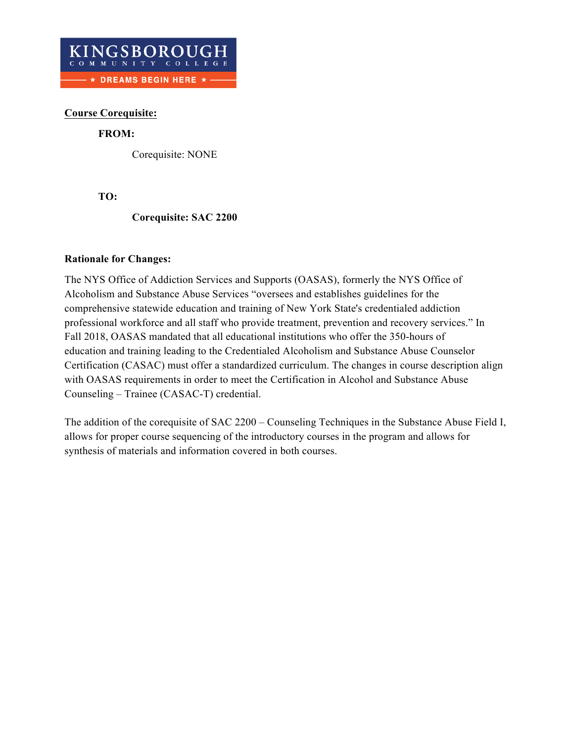**Course Corequisite:**

**FROM:**

Corequisite: NONE

**TO:**

**Corequisite: SAC 2200**

**Rationale for Changes:**

The NYS Office of Addiction Services and Supports (OASAS), formerly the NYS Office of Alcoholism and Substance Abuse Services "oversees and establishes guidelines for the comprehensive statewide education and training of New York State's credentialed addiction professional workforce and all staff who provide treatment, prevention and recovery services." In Fall 2018, OASAS mandated that all educational institutions who offer the 350-hours of education and training leading to the Credentialed Alcoholism and Substance Abuse Counselor Certification (CASAC) must offer a standardized curriculum. The changes in course description align with OASAS requirements in order to meet the Certification in Alcohol and Substance Abuse Counseling – Trainee (CASAC-T) credential.

The addition of the corequisite of SAC 2200 – Counseling Techniques in the Substance Abuse Field I, allows for proper course sequencing of the introductory courses in the program and allows for synthesis of materials and information covered in both courses.